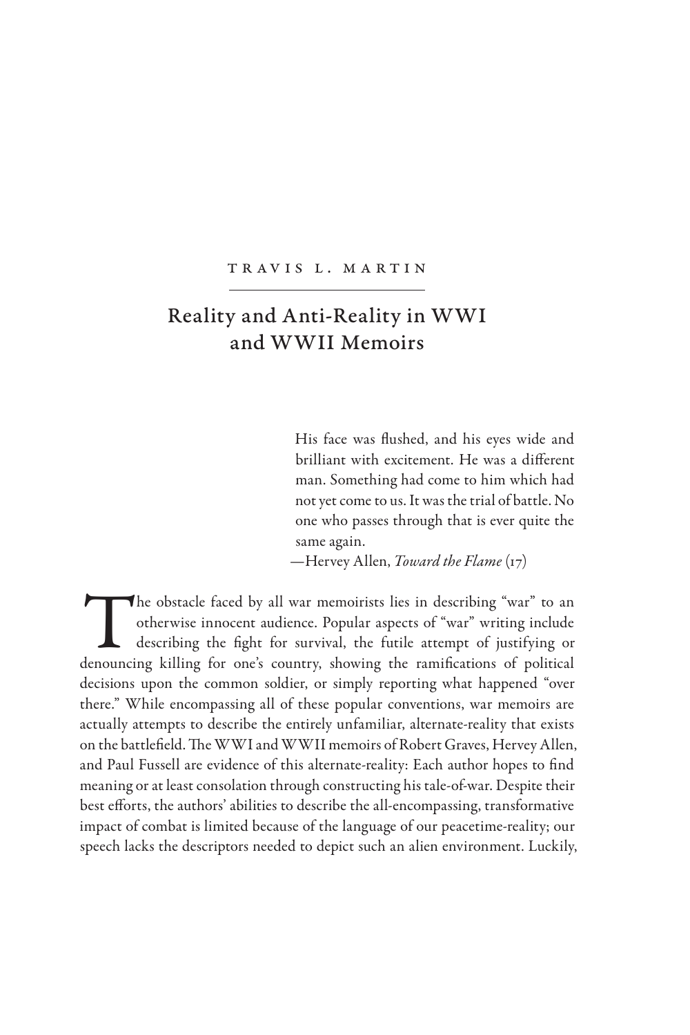TRAVIS L. MARTIN

# Reality and Anti-Reality in WWI and WWII Memoirs

> His face was flushed, and his eyes wide and brilliant with excitement. He was a different man. Something had come to him which had not yet come to us. It was the trial of battle. No one who passes through that is ever quite the same again.
>
> —Hervey Allen, *Toward the Flame* (17)

The obstacle faced by all war memoirists lies in describing "war" to an otherwise innocent audience. Popular aspects of "war" writing include describing the fight for survival, the futile attempt of justifying or denouncing killing for one's country, showing the ramifications of political decisions upon the common soldier, or simply reporting what happened "over there." While encompassing all of these popular conventions, war memoirs are actually attempts to describe the entirely unfamiliar, alternate-reality that exists on the battlefield. The WWI and WWII memoirs of Robert Graves, Hervey Allen, and Paul Fussell are evidence of this alternate-reality: Each author hopes to find meaning or at least consolation through constructing his tale-of-war. Despite their best efforts, the authors' abilities to describe the all-encompassing, transformative impact of combat is limited because of the language of our peacetime-reality; our speech lacks the descriptors needed to depict such an alien environment. Luckily,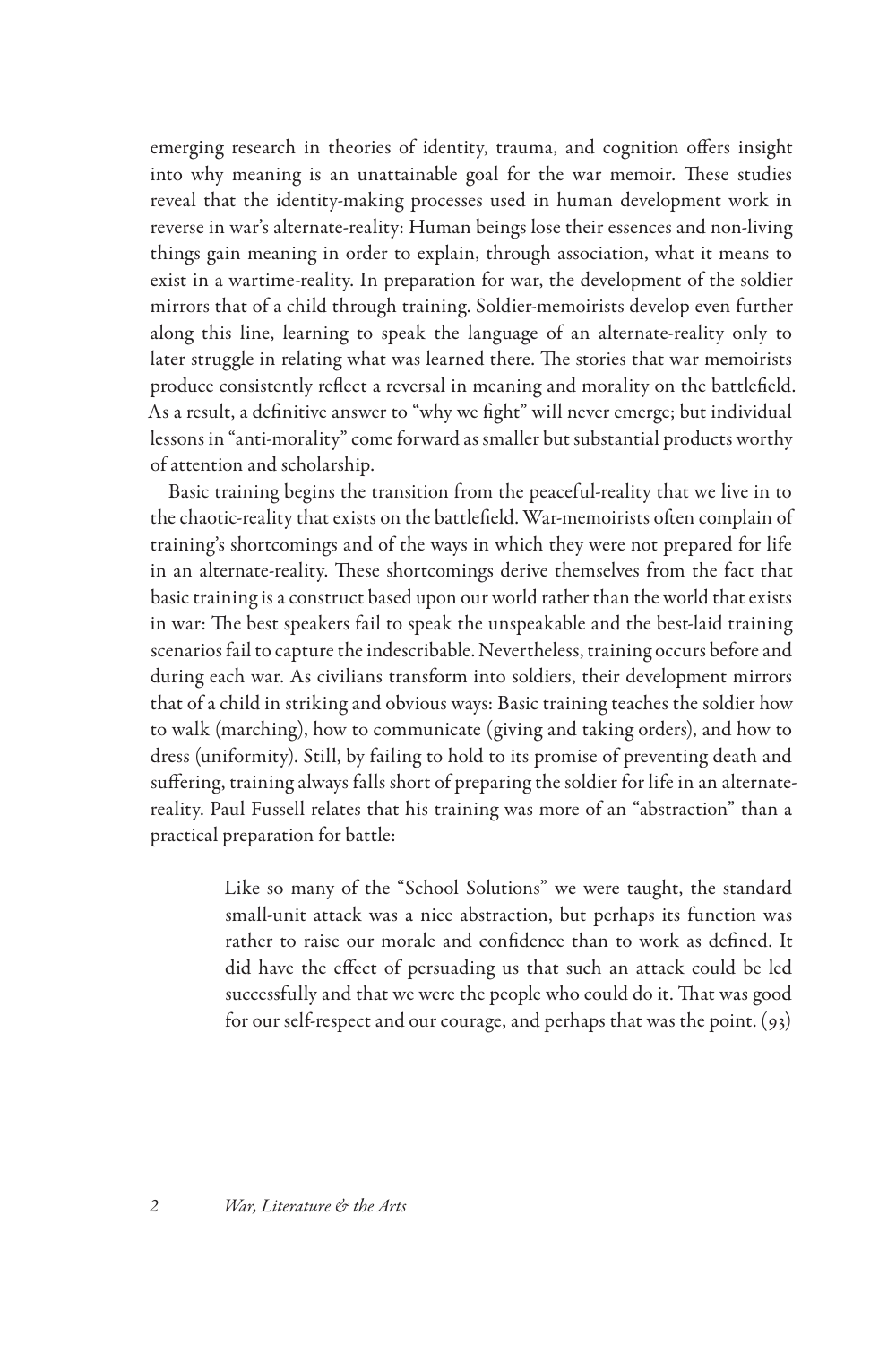emerging research in theories of identity, trauma, and cognition offers insight into why meaning is an unattainable goal for the war memoir. These studies reveal that the identity-making processes used in human development work in reverse in war's alternate-reality: Human beings lose their essences and non-living things gain meaning in order to explain, through association, what it means to exist in a wartime-reality. In preparation for war, the development of the soldier mirrors that of a child through training. Soldier-memoirists develop even further along this line, learning to speak the language of an alternate-reality only to later struggle in relating what was learned there. The stories that war memoirists produce consistently reflect a reversal in meaning and morality on the battlefield. As a result, a definitive answer to "why we fight" will never emerge; but individual lessons in "anti-morality" come forward as smaller but substantial products worthy of attention and scholarship.

Basic training begins the transition from the peaceful-reality that we live in to the chaotic-reality that exists on the battlefield. War-memoirists often complain of training's shortcomings and of the ways in which they were not prepared for life in an alternate-reality. These shortcomings derive themselves from the fact that basic training is a construct based upon our world rather than the world that exists in war: The best speakers fail to speak the unspeakable and the best-laid training scenarios fail to capture the indescribable. Nevertheless, training occurs before and during each war. As civilians transform into soldiers, their development mirrors that of a child in striking and obvious ways: Basic training teaches the soldier how to walk (marching), how to communicate (giving and taking orders), and how to dress (uniformity). Still, by failing to hold to its promise of preventing death and suffering, training always falls short of preparing the soldier for life in an alternate-reality. Paul Fussell relates that his training was more of an "abstraction" than a practical preparation for battle:

> Like so many of the "School Solutions" we were taught, the standard small-unit attack was a nice abstraction, but perhaps its function was rather to raise our morale and confidence than to work as defined. It did have the effect of persuading us that such an attack could be led successfully and that we were the people who could do it. That was good for our self-respect and our courage, and perhaps that was the point. (93)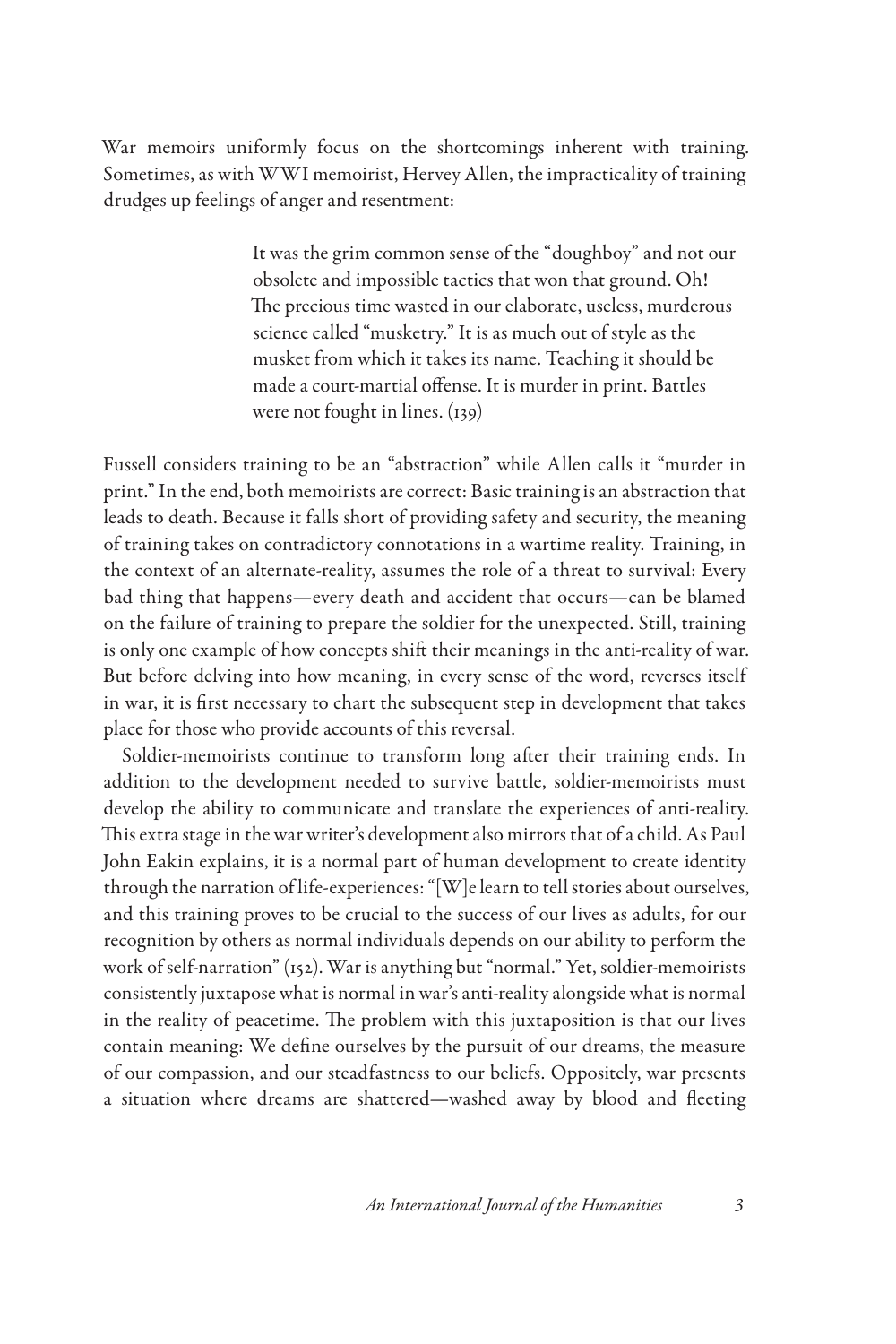War memoirs uniformly focus on the shortcomings inherent with training. Sometimes, as with WWI memoirist, Hervey Allen, the impracticality of training drudges up feelings of anger and resentment:

> It was the grim common sense of the "doughboy" and not our obsolete and impossible tactics that won that ground. Oh! The precious time wasted in our elaborate, useless, murderous science called "musketry." It is as much out of style as the musket from which it takes its name. Teaching it should be made a court-martial offense. It is murder in print. Battles were not fought in lines. (139)

Fussell considers training to be an "abstraction" while Allen calls it "murder in print." In the end, both memoirists are correct: Basic training is an abstraction that leads to death. Because it falls short of providing safety and security, the meaning of training takes on contradictory connotations in a wartime reality. Training, in the context of an alternate-reality, assumes the role of a threat to survival: Every bad thing that happens—every death and accident that occurs—can be blamed on the failure of training to prepare the soldier for the unexpected. Still, training is only one example of how concepts shift their meanings in the anti-reality of war. But before delving into how meaning, in every sense of the word, reverses itself in war, it is first necessary to chart the subsequent step in development that takes place for those who provide accounts of this reversal.

Soldier-memoirists continue to transform long after their training ends. In addition to the development needed to survive battle, soldier-memoirists must develop the ability to communicate and translate the experiences of anti-reality. This extra stage in the war writer's development also mirrors that of a child. As Paul John Eakin explains, it is a normal part of human development to create identity through the narration of life-experiences: "[W]e learn to tell stories about ourselves, and this training proves to be crucial to the success of our lives as adults, for our recognition by others as normal individuals depends on our ability to perform the work of self-narration" (152). War is anything but "normal." Yet, soldier-memoirists consistently juxtapose what is normal in war's anti-reality alongside what is normal in the reality of peacetime. The problem with this juxtaposition is that our lives contain meaning: We define ourselves by the pursuit of our dreams, the measure of our compassion, and our steadfastness to our beliefs. Oppositely, war presents a situation where dreams are shattered—washed away by blood and fleeting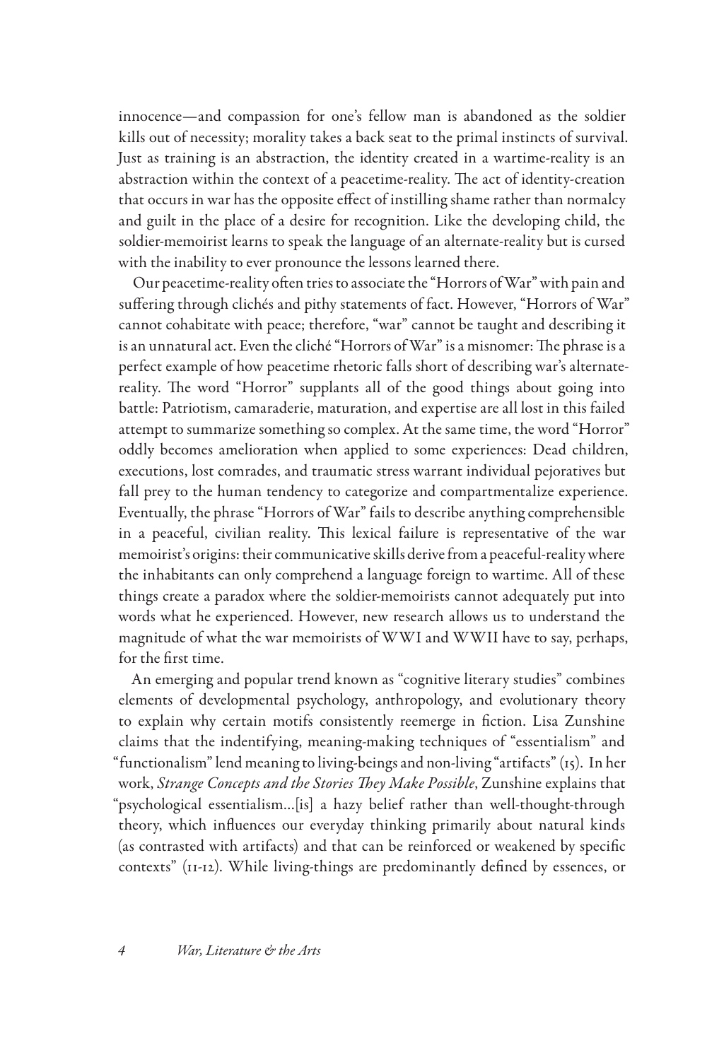innocence—and compassion for one's fellow man is abandoned as the soldier kills out of necessity; morality takes a back seat to the primal instincts of survival. Just as training is an abstraction, the identity created in a wartime-reality is an abstraction within the context of a peacetime-reality. The act of identity-creation that occurs in war has the opposite effect of instilling shame rather than normalcy and guilt in the place of a desire for recognition. Like the developing child, the soldier-memoirist learns to speak the language of an alternate-reality but is cursed with the inability to ever pronounce the lessons learned there.

Our peacetime-reality often tries to associate the "Horrors of War" with pain and suffering through clichés and pithy statements of fact. However, "Horrors of War" cannot cohabitate with peace; therefore, "war" cannot be taught and describing it is an unnatural act. Even the cliché "Horrors of War" is a misnomer: The phrase is a perfect example of how peacetime rhetoric falls short of describing war's alternate-reality. The word "Horror" supplants all of the good things about going into battle: Patriotism, camaraderie, maturation, and expertise are all lost in this failed attempt to summarize something so complex. At the same time, the word "Horror" oddly becomes amelioration when applied to some experiences: Dead children, executions, lost comrades, and traumatic stress warrant individual pejoratives but fall prey to the human tendency to categorize and compartmentalize experience. Eventually, the phrase "Horrors of War" fails to describe anything comprehensible in a peaceful, civilian reality. This lexical failure is representative of the war memoirist's origins: their communicative skills derive from a peaceful-reality where the inhabitants can only comprehend a language foreign to wartime. All of these things create a paradox where the soldier-memoirists cannot adequately put into words what he experienced. However, new research allows us to understand the magnitude of what the war memoirists of WWI and WWII have to say, perhaps, for the first time.

An emerging and popular trend known as "cognitive literary studies" combines elements of developmental psychology, anthropology, and evolutionary theory to explain why certain motifs consistently reemerge in fiction. Lisa Zunshine claims that the indentifying, meaning-making techniques of "essentialism" and "functionalism" lend meaning to living-beings and non-living "artifacts" (15). In her work, *Strange Concepts and the Stories They Make Possible*, Zunshine explains that "psychological essentialism…[is] a hazy belief rather than well-thought-through theory, which influences our everyday thinking primarily about natural kinds (as contrasted with artifacts) and that can be reinforced or weakened by specific contexts" (11-12). While living-things are predominantly defined by essences, or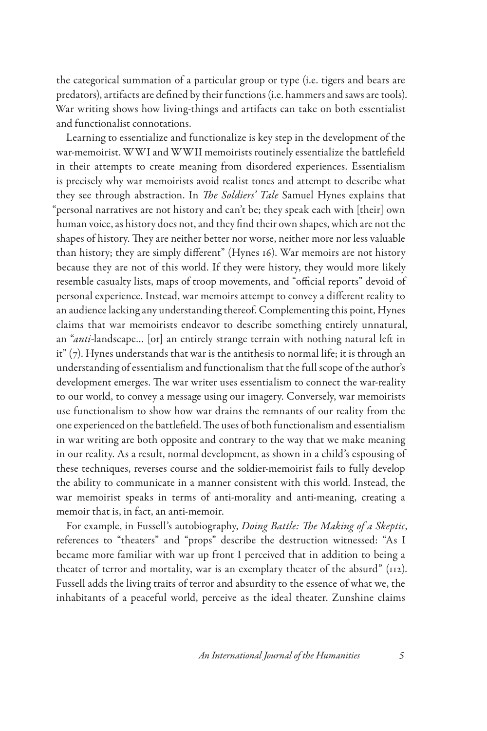the categorical summation of a particular group or type (i.e. tigers and bears are predators), artifacts are defined by their functions (i.e. hammers and saws are tools). War writing shows how living-things and artifacts can take on both essentialist and functionalist connotations.

Learning to essentialize and functionalize is key step in the development of the war-memoirist. WWI and WWII memoirists routinely essentialize the battlefield in their attempts to create meaning from disordered experiences. Essentialism is precisely why war memoirists avoid realist tones and attempt to describe what they see through abstraction. In *The Soldiers' Tale* Samuel Hynes explains that "personal narratives are not history and can't be; they speak each with [their] own human voice, as history does not, and they find their own shapes, which are not the shapes of history. They are neither better nor worse, neither more nor less valuable than history; they are simply different" (Hynes 16). War memoirs are not history because they are not of this world. If they were history, they would more likely resemble casualty lists, maps of troop movements, and "official reports" devoid of personal experience. Instead, war memoirs attempt to convey a different reality to an audience lacking any understanding thereof. Complementing this point, Hynes claims that war memoirists endeavor to describe something entirely unnatural, an "*anti*-landscape... [or] an entirely strange terrain with nothing natural left in it" (7). Hynes understands that war is the antithesis to normal life; it is through an understanding of essentialism and functionalism that the full scope of the author's development emerges. The war writer uses essentialism to connect the war-reality to our world, to convey a message using our imagery. Conversely, war memoirists use functionalism to show how war drains the remnants of our reality from the one experienced on the battlefield. The uses of both functionalism and essentialism in war writing are both opposite and contrary to the way that we make meaning in our reality. As a result, normal development, as shown in a child's espousing of these techniques, reverses course and the soldier-memoirist fails to fully develop the ability to communicate in a manner consistent with this world. Instead, the war memoirist speaks in terms of anti-morality and anti-meaning, creating a memoir that is, in fact, an anti-memoir.

For example, in Fussell's autobiography, *Doing Battle: The Making of a Skeptic*, references to "theaters" and "props" describe the destruction witnessed: "As I became more familiar with war up front I perceived that in addition to being a theater of terror and mortality, war is an exemplary theater of the absurd" (112). Fussell adds the living traits of terror and absurdity to the essence of what we, the inhabitants of a peaceful world, perceive as the ideal theater. Zunshine claims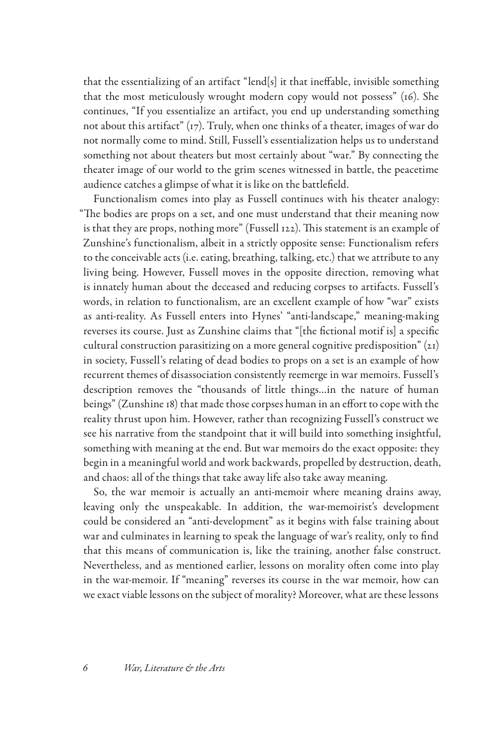that the essentializing of an artifact "lend[s] it that ineffable, invisible something that the most meticulously wrought modern copy would not possess" (16). She continues, "If you essentialize an artifact, you end up understanding something not about this artifact" (17). Truly, when one thinks of a theater, images of war do not normally come to mind. Still, Fussell's essentialization helps us to understand something not about theaters but most certainly about "war." By connecting the theater image of our world to the grim scenes witnessed in battle, the peacetime audience catches a glimpse of what it is like on the battlefield.

Functionalism comes into play as Fussell continues with his theater analogy: "The bodies are props on a set, and one must understand that their meaning now is that they are props, nothing more" (Fussell 122). This statement is an example of Zunshine's functionalism, albeit in a strictly opposite sense: Functionalism refers to the conceivable acts (i.e. eating, breathing, talking, etc.) that we attribute to any living being. However, Fussell moves in the opposite direction, removing what is innately human about the deceased and reducing corpses to artifacts. Fussell's words, in relation to functionalism, are an excellent example of how "war" exists as anti-reality. As Fussell enters into Hynes' "anti-landscape," meaning-making reverses its course. Just as Zunshine claims that "[the fictional motif is] a specific cultural construction parasitizing on a more general cognitive predisposition" (21) in society, Fussell's relating of dead bodies to props on a set is an example of how recurrent themes of disassociation consistently reemerge in war memoirs. Fussell's description removes the "thousands of little things...in the nature of human beings" (Zunshine 18) that made those corpses human in an effort to cope with the reality thrust upon him. However, rather than recognizing Fussell's construct we see his narrative from the standpoint that it will build into something insightful, something with meaning at the end. But war memoirs do the exact opposite: they begin in a meaningful world and work backwards, propelled by destruction, death, and chaos: all of the things that take away life also take away meaning.

So, the war memoir is actually an anti-memoir where meaning drains away, leaving only the unspeakable. In addition, the war-memoirist's development could be considered an "anti-development" as it begins with false training about war and culminates in learning to speak the language of war's reality, only to find that this means of communication is, like the training, another false construct. Nevertheless, and as mentioned earlier, lessons on morality often come into play in the war-memoir. If "meaning" reverses its course in the war memoir, how can we exact viable lessons on the subject of morality? Moreover, what are these lessons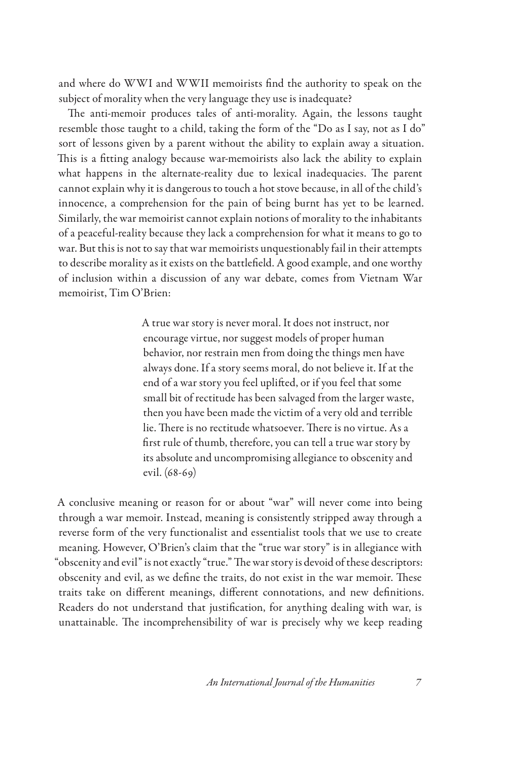and where do WWI and WWII memoirists find the authority to speak on the subject of morality when the very language they use is inadequate?

The anti-memoir produces tales of anti-morality. Again, the lessons taught resemble those taught to a child, taking the form of the "Do as I say, not as I do" sort of lessons given by a parent without the ability to explain away a situation. This is a fitting analogy because war-memoirists also lack the ability to explain what happens in the alternate-reality due to lexical inadequacies. The parent cannot explain why it is dangerous to touch a hot stove because, in all of the child's innocence, a comprehension for the pain of being burnt has yet to be learned. Similarly, the war memoirist cannot explain notions of morality to the inhabitants of a peaceful-reality because they lack a comprehension for what it means to go to war. But this is not to say that war memoirists unquestionably fail in their attempts to describe morality as it exists on the battlefield. A good example, and one worthy of inclusion within a discussion of any war debate, comes from Vietnam War memoirist, Tim O'Brien:

> A true war story is never moral. It does not instruct, nor encourage virtue, nor suggest models of proper human behavior, nor restrain men from doing the things men have always done. If a story seems moral, do not believe it. If at the end of a war story you feel uplifted, or if you feel that some small bit of rectitude has been salvaged from the larger waste, then you have been made the victim of a very old and terrible lie. There is no rectitude whatsoever. There is no virtue. As a first rule of thumb, therefore, you can tell a true war story by its absolute and uncompromising allegiance to obscenity and evil. (68-69)

A conclusive meaning or reason for or about "war" will never come into being through a war memoir. Instead, meaning is consistently stripped away through a reverse form of the very functionalist and essentialist tools that we use to create meaning. However, O'Brien's claim that the "true war story" is in allegiance with "obscenity and evil" is not exactly "true." The war story is devoid of these descriptors: obscenity and evil, as we define the traits, do not exist in the war memoir. These traits take on different meanings, different connotations, and new definitions. Readers do not understand that justification, for anything dealing with war, is unattainable. The incomprehensibility of war is precisely why we keep reading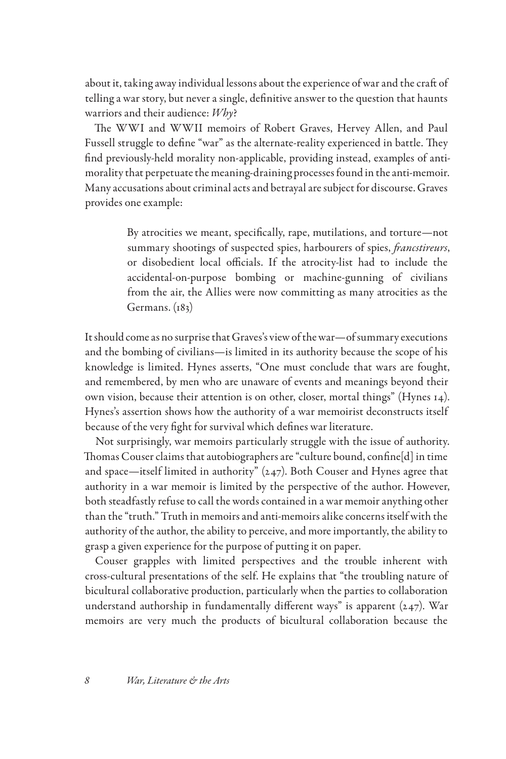about it, taking away individual lessons about the experience of war and the craft of telling a war story, but never a single, definitive answer to the question that haunts warriors and their audience: *Why*?

The WWI and WWII memoirs of Robert Graves, Hervey Allen, and Paul Fussell struggle to define "war" as the alternate-reality experienced in battle. They find previously-held morality non-applicable, providing instead, examples of anti-morality that perpetuate the meaning-draining processes found in the anti-memoir. Many accusations about criminal acts and betrayal are subject for discourse. Graves provides one example:

> By atrocities we meant, specifically, rape, mutilations, and torture—not summary shootings of suspected spies, harbourers of spies, *francstireurs*, or disobedient local officials. If the atrocity-list had to include the accidental-on-purpose bombing or machine-gunning of civilians from the air, the Allies were now committing as many atrocities as the Germans. (183)

It should come as no surprise that Graves's view of the war—of summary executions and the bombing of civilians—is limited in its authority because the scope of his knowledge is limited. Hynes asserts, "One must conclude that wars are fought, and remembered, by men who are unaware of events and meanings beyond their own vision, because their attention is on other, closer, mortal things" (Hynes 14). Hynes's assertion shows how the authority of a war memoirist deconstructs itself because of the very fight for survival which defines war literature.

Not surprisingly, war memoirs particularly struggle with the issue of authority. Thomas Couser claims that autobiographers are "culture bound, confine[d] in time and space—itself limited in authority" (247). Both Couser and Hynes agree that authority in a war memoir is limited by the perspective of the author. However, both steadfastly refuse to call the words contained in a war memoir anything other than the "truth." Truth in memoirs and anti-memoirs alike concerns itself with the authority of the author, the ability to perceive, and more importantly, the ability to grasp a given experience for the purpose of putting it on paper.

Couser grapples with limited perspectives and the trouble inherent with cross-cultural presentations of the self. He explains that "the troubling nature of bicultural collaborative production, particularly when the parties to collaboration understand authorship in fundamentally different ways" is apparent (247). War memoirs are very much the products of bicultural collaboration because the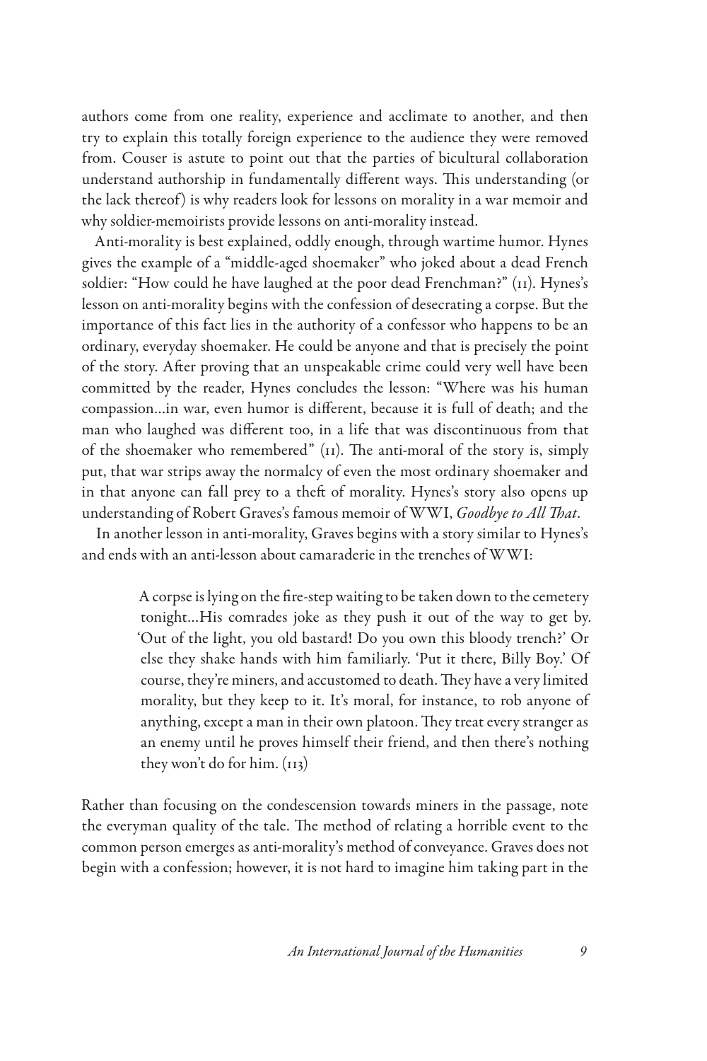authors come from one reality, experience and acclimate to another, and then try to explain this totally foreign experience to the audience they were removed from. Couser is astute to point out that the parties of bicultural collaboration understand authorship in fundamentally different ways. This understanding (or the lack thereof) is why readers look for lessons on morality in a war memoir and why soldier-memoirists provide lessons on anti-morality instead.

Anti-morality is best explained, oddly enough, through wartime humor. Hynes gives the example of a "middle-aged shoemaker" who joked about a dead French soldier: "How could he have laughed at the poor dead Frenchman?" (11). Hynes's lesson on anti-morality begins with the confession of desecrating a corpse. But the importance of this fact lies in the authority of a confessor who happens to be an ordinary, everyday shoemaker. He could be anyone and that is precisely the point of the story. After proving that an unspeakable crime could very well have been committed by the reader, Hynes concludes the lesson: "Where was his human compassion…in war, even humor is different, because it is full of death; and the man who laughed was different too, in a life that was discontinuous from that of the shoemaker who remembered" (11). The anti-moral of the story is, simply put, that war strips away the normalcy of even the most ordinary shoemaker and in that anyone can fall prey to a theft of morality. Hynes's story also opens up understanding of Robert Graves's famous memoir of WWI, *Goodbye to All That*.

In another lesson in anti-morality, Graves begins with a story similar to Hynes's and ends with an anti-lesson about camaraderie in the trenches of WWI:

> A corpse is lying on the fire-step waiting to be taken down to the cemetery tonight…His comrades joke as they push it out of the way to get by. 'Out of the light, you old bastard! Do you own this bloody trench?' Or else they shake hands with him familiarly. 'Put it there, Billy Boy.' Of course, they're miners, and accustomed to death. They have a very limited morality, but they keep to it. It's moral, for instance, to rob anyone of anything, except a man in their own platoon. They treat every stranger as an enemy until he proves himself their friend, and then there's nothing they won't do for him. (113)

Rather than focusing on the condescension towards miners in the passage, note the everyman quality of the tale. The method of relating a horrible event to the common person emerges as anti-morality's method of conveyance. Graves does not begin with a confession; however, it is not hard to imagine him taking part in the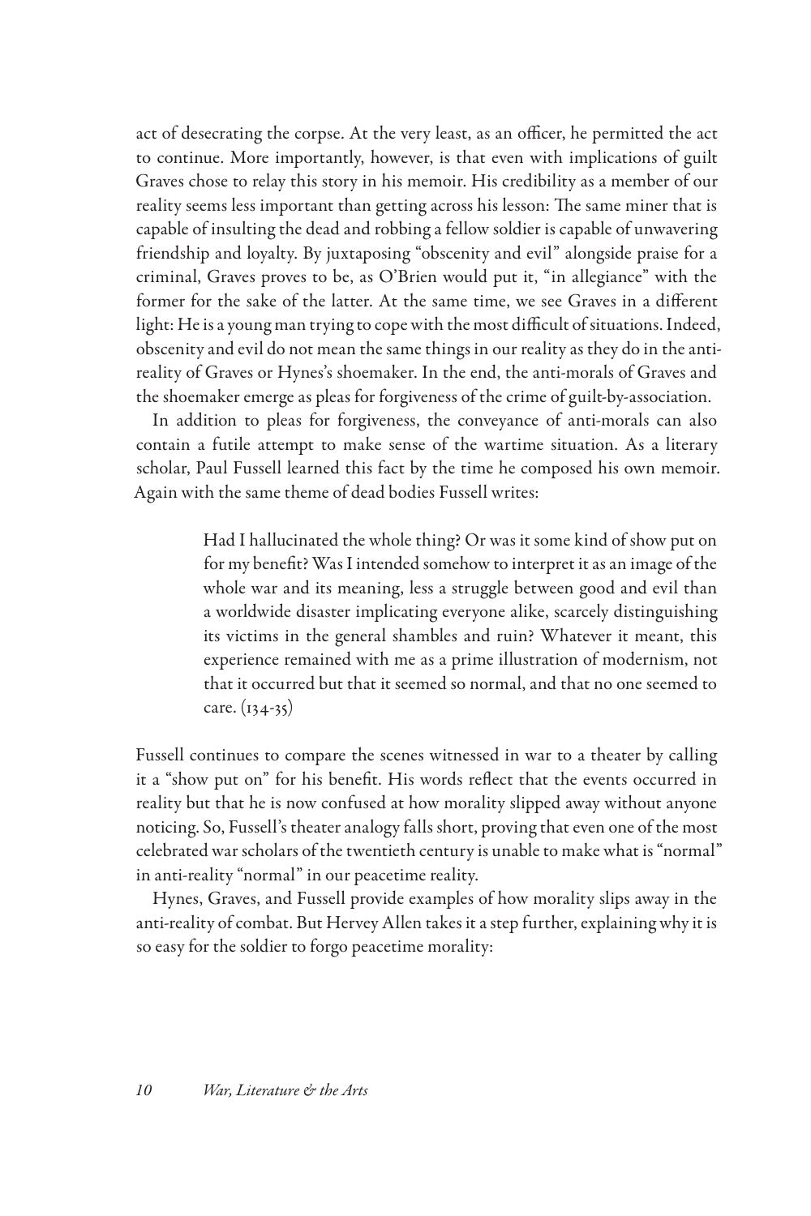act of desecrating the corpse. At the very least, as an officer, he permitted the act to continue. More importantly, however, is that even with implications of guilt Graves chose to relay this story in his memoir. His credibility as a member of our reality seems less important than getting across his lesson: The same miner that is capable of insulting the dead and robbing a fellow soldier is capable of unwavering friendship and loyalty. By juxtaposing "obscenity and evil" alongside praise for a criminal, Graves proves to be, as O'Brien would put it, "in allegiance" with the former for the sake of the latter. At the same time, we see Graves in a different light: He is a young man trying to cope with the most difficult of situations. Indeed, obscenity and evil do not mean the same things in our reality as they do in the anti-reality of Graves or Hynes's shoemaker. In the end, the anti-morals of Graves and the shoemaker emerge as pleas for forgiveness of the crime of guilt-by-association.

In addition to pleas for forgiveness, the conveyance of anti-morals can also contain a futile attempt to make sense of the wartime situation. As a literary scholar, Paul Fussell learned this fact by the time he composed his own memoir. Again with the same theme of dead bodies Fussell writes:

> Had I hallucinated the whole thing? Or was it some kind of show put on for my benefit? Was I intended somehow to interpret it as an image of the whole war and its meaning, less a struggle between good and evil than a worldwide disaster implicating everyone alike, scarcely distinguishing its victims in the general shambles and ruin? Whatever it meant, this experience remained with me as a prime illustration of modernism, not that it occurred but that it seemed so normal, and that no one seemed to care. (134-35)

Fussell continues to compare the scenes witnessed in war to a theater by calling it a "show put on" for his benefit. His words reflect that the events occurred in reality but that he is now confused at how morality slipped away without anyone noticing. So, Fussell's theater analogy falls short, proving that even one of the most celebrated war scholars of the twentieth century is unable to make what is "normal" in anti-reality "normal" in our peacetime reality.

Hynes, Graves, and Fussell provide examples of how morality slips away in the anti-reality of combat. But Hervey Allen takes it a step further, explaining why it is so easy for the soldier to forgo peacetime morality: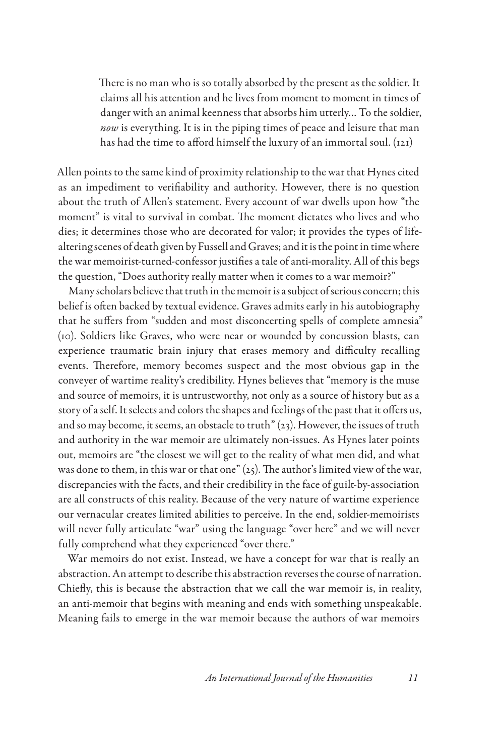> There is no man who is so totally absorbed by the present as the soldier. It claims all his attention and he lives from moment to moment in times of danger with an animal keenness that absorbs him utterly… To the soldier, *now* is everything. It is in the piping times of peace and leisure that man has had the time to afford himself the luxury of an immortal soul. (121)

Allen points to the same kind of proximity relationship to the war that Hynes cited as an impediment to verifiability and authority. However, there is no question about the truth of Allen's statement. Every account of war dwells upon how "the moment" is vital to survival in combat. The moment dictates who lives and who dies; it determines those who are decorated for valor; it provides the types of life-altering scenes of death given by Fussell and Graves; and it is the point in time where the war memoirist-turned-confessor justifies a tale of anti-morality. All of this begs the question, "Does authority really matter when it comes to a war memoir?"

Many scholars believe that truth in the memoir is a subject of serious concern; this belief is often backed by textual evidence. Graves admits early in his autobiography that he suffers from "sudden and most disconcerting spells of complete amnesia" (10). Soldiers like Graves, who were near or wounded by concussion blasts, can experience traumatic brain injury that erases memory and difficulty recalling events. Therefore, memory becomes suspect and the most obvious gap in the conveyer of wartime reality's credibility. Hynes believes that "memory is the muse and source of memoirs, it is untrustworthy, not only as a source of history but as a story of a self. It selects and colors the shapes and feelings of the past that it offers us, and so may become, it seems, an obstacle to truth" (23). However, the issues of truth and authority in the war memoir are ultimately non-issues. As Hynes later points out, memoirs are "the closest we will get to the reality of what men did, and what was done to them, in this war or that one" (25). The author's limited view of the war, discrepancies with the facts, and their credibility in the face of guilt-by-association are all constructs of this reality. Because of the very nature of wartime experience our vernacular creates limited abilities to perceive. In the end, soldier-memoirists will never fully articulate "war" using the language "over here" and we will never fully comprehend what they experienced "over there."

War memoirs do not exist. Instead, we have a concept for war that is really an abstraction. An attempt to describe this abstraction reverses the course of narration. Chiefly, this is because the abstraction that we call the war memoir is, in reality, an anti-memoir that begins with meaning and ends with something unspeakable. Meaning fails to emerge in the war memoir because the authors of war memoirs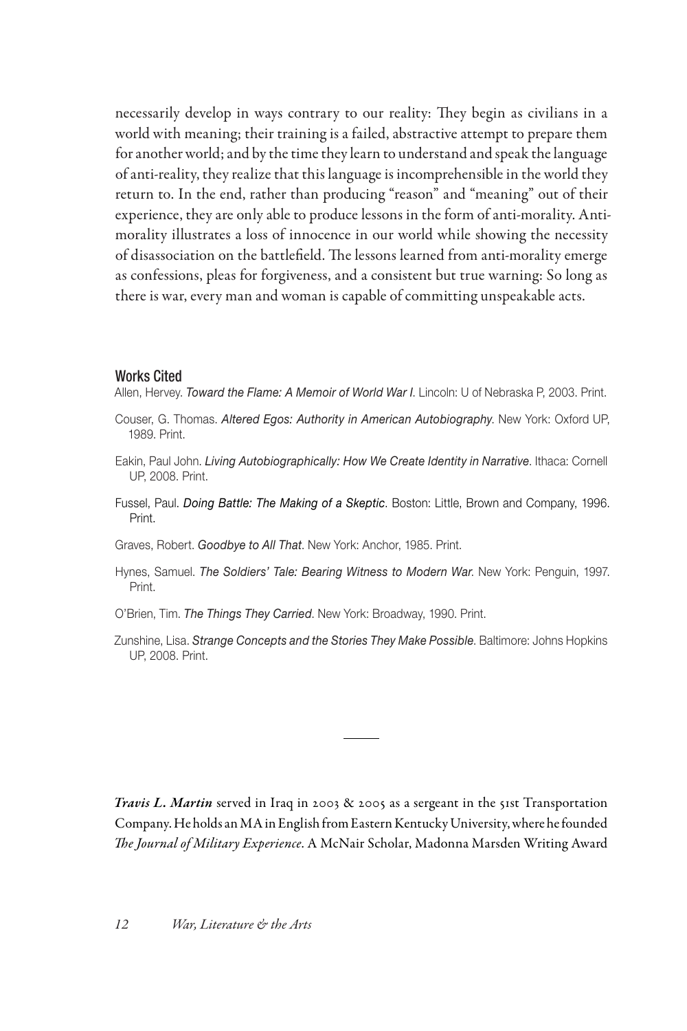necessarily develop in ways contrary to our reality: They begin as civilians in a world with meaning; their training is a failed, abstractive attempt to prepare them for another world; and by the time they learn to understand and speak the language of anti-reality, they realize that this language is incomprehensible in the world they return to. In the end, rather than producing "reason" and "meaning" out of their experience, they are only able to produce lessons in the form of anti-morality. Anti-morality illustrates a loss of innocence in our world while showing the necessity of disassociation on the battlefield. The lessons learned from anti-morality emerge as confessions, pleas for forgiveness, and a consistent but true warning: So long as there is war, every man and woman is capable of committing unspeakable acts.

## Works Cited

Allen, Hervey. *Toward the Flame: A Memoir of World War I*. Lincoln: U of Nebraska P, 2003. Print.

Couser, G. Thomas. *Altered Egos: Authority in American Autobiography*. New York: Oxford UP, 1989. Print.

Eakin, Paul John. *Living Autobiographically: How We Create Identity in Narrative*. Ithaca: Cornell UP, 2008. Print.

Fussel, Paul. *Doing Battle: The Making of a Skeptic*. Boston: Little, Brown and Company, 1996. Print.

Graves, Robert. *Goodbye to All That*. New York: Anchor, 1985. Print.

Hynes, Samuel. *The Soldiers' Tale: Bearing Witness to Modern War*. New York: Penguin, 1997. Print.

O'Brien, Tim. *The Things They Carried*. New York: Broadway, 1990. Print.

Zunshine, Lisa. *Strange Concepts and the Stories They Make Possible*. Baltimore: Johns Hopkins UP, 2008. Print.

---

***Travis L. Martin*** served in Iraq in 2003 & 2005 as a sergeant in the 51st Transportation Company. He holds an MA in English from Eastern Kentucky University, where he founded *The Journal of Military Experience*. A McNair Scholar, Madonna Marsden Writing Award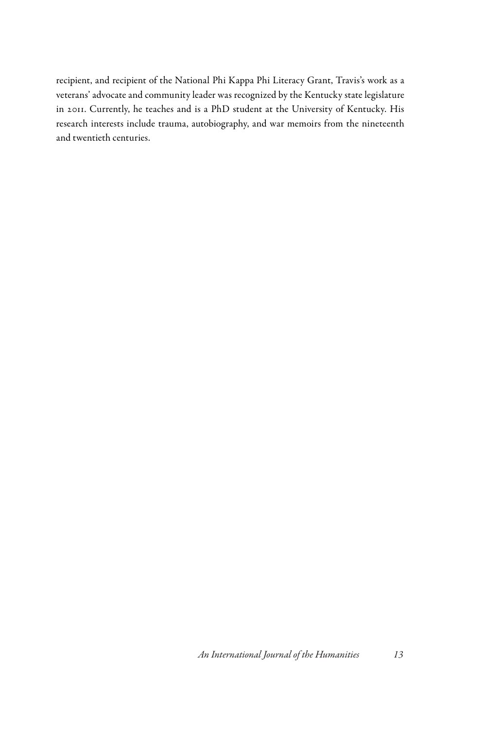recipient, and recipient of the National Phi Kappa Phi Literacy Grant, Travis's work as a veterans' advocate and community leader was recognized by the Kentucky state legislature in 2011. Currently, he teaches and is a PhD student at the University of Kentucky. His research interests include trauma, autobiography, and war memoirs from the nineteenth and twentieth centuries.